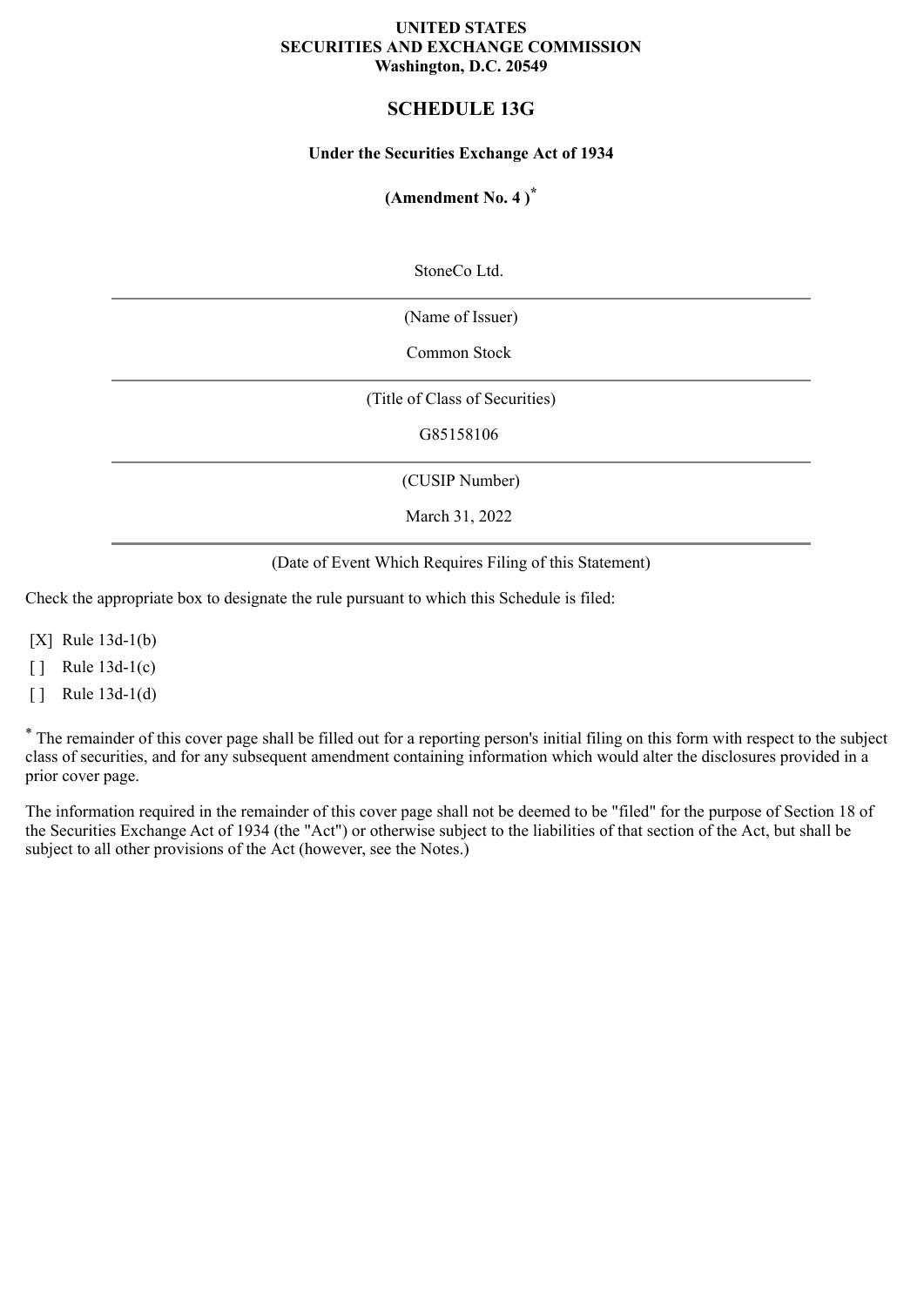**UNITED STATES**
**SECURITIES AND EXCHANGE COMMISSION**
**Washington, D.C. 20549**

# SCHEDULE 13G

**Under the Securities Exchange Act of 1934**

**(Amendment No. 4 )***

StoneCo Ltd.

(Name of Issuer)

Common Stock

(Title of Class of Securities)

G85158106

(CUSIP Number)

March 31, 2022

(Date of Event Which Requires Filing of this Statement)

Check the appropriate box to designate the rule pursuant to which this Schedule is filed:

[X] Rule 13d-1(b)

[ ] Rule 13d-1(c)

[ ] Rule 13d-1(d)

* The remainder of this cover page shall be filled out for a reporting person's initial filing on this form with respect to the subject class of securities, and for any subsequent amendment containing information which would alter the disclosures provided in a prior cover page.

The information required in the remainder of this cover page shall not be deemed to be "filed" for the purpose of Section 18 of the Securities Exchange Act of 1934 (the "Act") or otherwise subject to the liabilities of that section of the Act, but shall be subject to all other provisions of the Act (however, see the Notes.)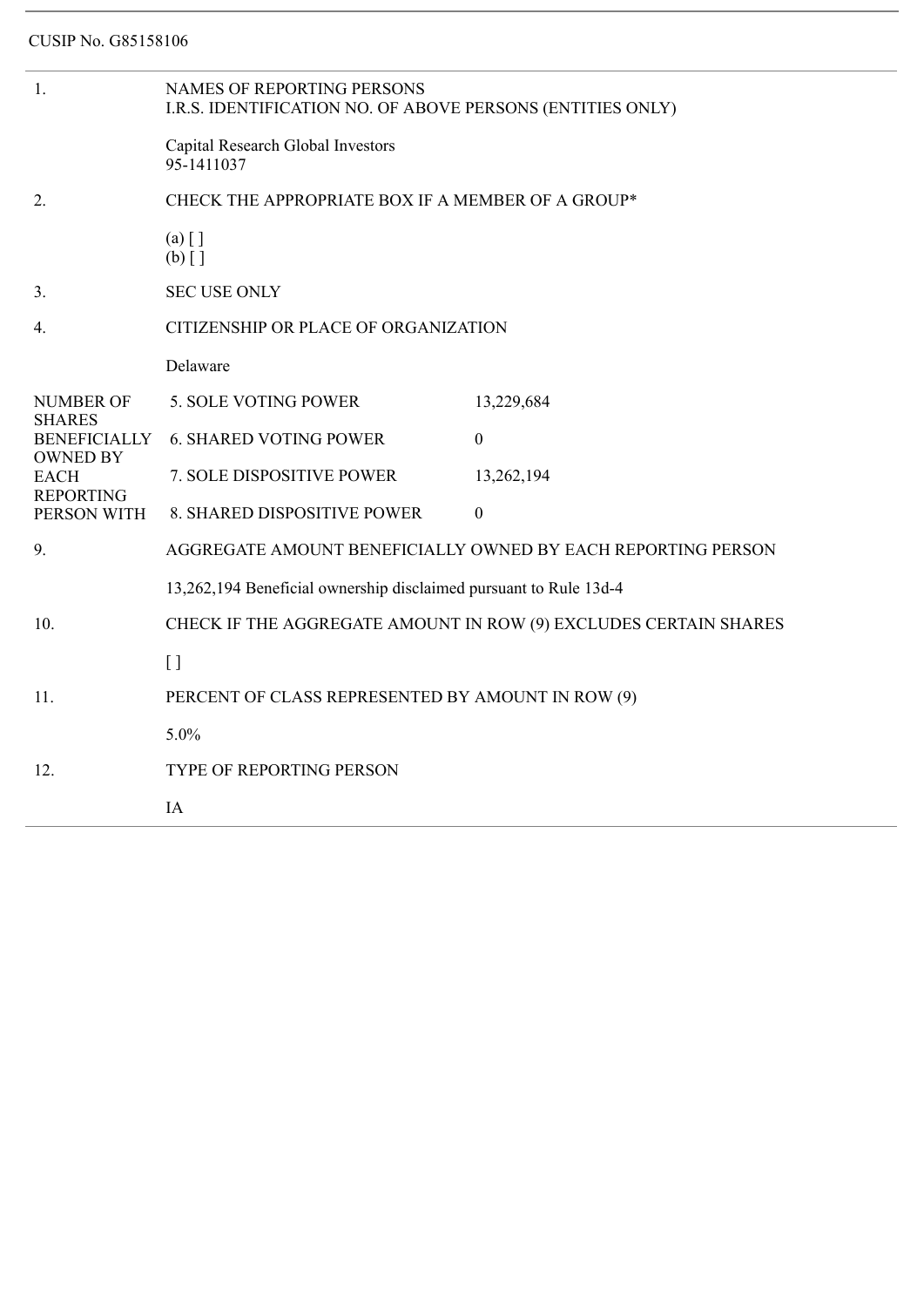CUSIP No. G85158106

| | |
|---|---|
| 1. | NAMES OF REPORTING PERSONS<br>I.R.S. IDENTIFICATION NO. OF ABOVE PERSONS (ENTITIES ONLY)<br><br>Capital Research Global Investors<br>95-1411037 |
| 2. | CHECK THE APPROPRIATE BOX IF A MEMBER OF A GROUP*<br><br>(a) [ ]<br>(b) [ ] |
| 3. | SEC USE ONLY |
| 4. | CITIZENSHIP OR PLACE OF ORGANIZATION<br><br>Delaware |

| NUMBER OF SHARES BENEFICIALLY OWNED BY EACH REPORTING PERSON WITH | | |
|---|---|---|
| | 5. SOLE VOTING POWER | 13,229,684 |
| | 6. SHARED VOTING POWER | 0 |
| | 7. SOLE DISPOSITIVE POWER | 13,262,194 |
| | 8. SHARED DISPOSITIVE POWER | 0 |

| | |
|---|---|
| 9. | AGGREGATE AMOUNT BENEFICIALLY OWNED BY EACH REPORTING PERSON<br><br>13,262,194 Beneficial ownership disclaimed pursuant to Rule 13d-4 |
| 10. | CHECK IF THE AGGREGATE AMOUNT IN ROW (9) EXCLUDES CERTAIN SHARES<br><br>[ ] |
| 11. | PERCENT OF CLASS REPRESENTED BY AMOUNT IN ROW (9)<br><br>5.0% |
| 12. | TYPE OF REPORTING PERSON<br><br>IA |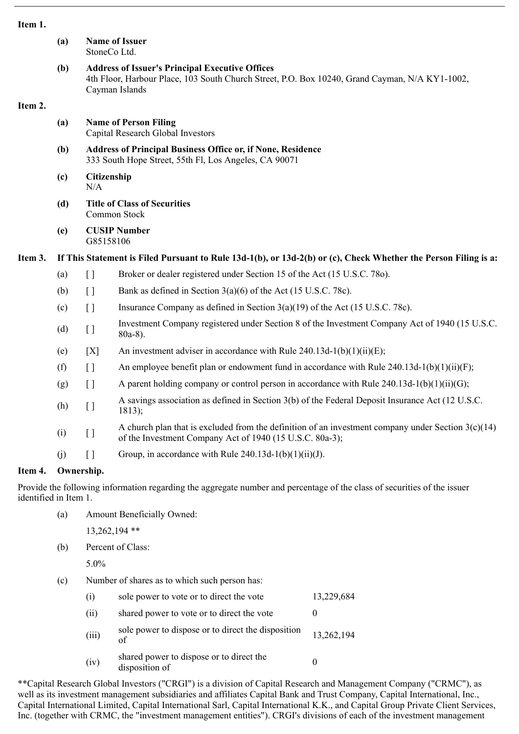**Item 1.**

**(a) Name of Issuer**
StoneCo Ltd.

**(b) Address of Issuer's Principal Executive Offices**
4th Floor, Harbour Place, 103 South Church Street, P.O. Box 10240, Grand Cayman, N/A KY1-1002, Cayman Islands

**Item 2.**

**(a) Name of Person Filing**
Capital Research Global Investors

**(b) Address of Principal Business Office or, if None, Residence**
333 South Hope Street, 55th Fl, Los Angeles, CA 90071

**(c) Citizenship**
N/A

**(d) Title of Class of Securities**
Common Stock

**(e) CUSIP Number**
G85158106

**Item 3. If This Statement is Filed Pursuant to Rule 13d-1(b), or 13d-2(b) or (c), Check Whether the Person Filing is a:**

| | | |
|---|---|---|
| (a) | [ ] | Broker or dealer registered under Section 15 of the Act (15 U.S.C. 78o). |
| (b) | [ ] | Bank as defined in Section 3(a)(6) of the Act (15 U.S.C. 78c). |
| (c) | [ ] | Insurance Company as defined in Section 3(a)(19) of the Act (15 U.S.C. 78c). |
| (d) | [ ] | Investment Company registered under Section 8 of the Investment Company Act of 1940 (15 U.S.C. 80a-8). |
| (e) | [X] | An investment adviser in accordance with Rule 240.13d-1(b)(1)(ii)(E); |
| (f) | [ ] | An employee benefit plan or endowment fund in accordance with Rule 240.13d-1(b)(1)(ii)(F); |
| (g) | [ ] | A parent holding company or control person in accordance with Rule 240.13d-1(b)(1)(ii)(G); |
| (h) | [ ] | A savings association as defined in Section 3(b) of the Federal Deposit Insurance Act (12 U.S.C. 1813); |
| (i) | [ ] | A church plan that is excluded from the definition of an investment company under Section 3(c)(14) of the Investment Company Act of 1940 (15 U.S.C. 80a-3); |
| (j) | [ ] | Group, in accordance with Rule 240.13d-1(b)(1)(ii)(J). |

**Item 4. Ownership.**

Provide the following information regarding the aggregate number and percentage of the class of securities of the issuer identified in Item 1.

(a) Amount Beneficially Owned:

13,262,194 **

(b) Percent of Class:

5.0%

(c) Number of shares as to which such person has:

| | | |
|---|---|---|
| (i) | sole power to vote or to direct the vote | 13,229,684 |
| (ii) | shared power to vote or to direct the vote | 0 |
| (iii) | sole power to dispose or to direct the disposition of | 13,262,194 |
| (iv) | shared power to dispose or to direct the disposition of | 0 |

**Capital Research Global Investors ("CRGI") is a division of Capital Research and Management Company ("CRMC"), as well as its investment management subsidiaries and affiliates Capital Bank and Trust Company, Capital International, Inc., Capital International Limited, Capital International Sarl, Capital International K.K., and Capital Group Private Client Services, Inc. (together with CRMC, the "investment management entities"). CRGI's divisions of each of the investment management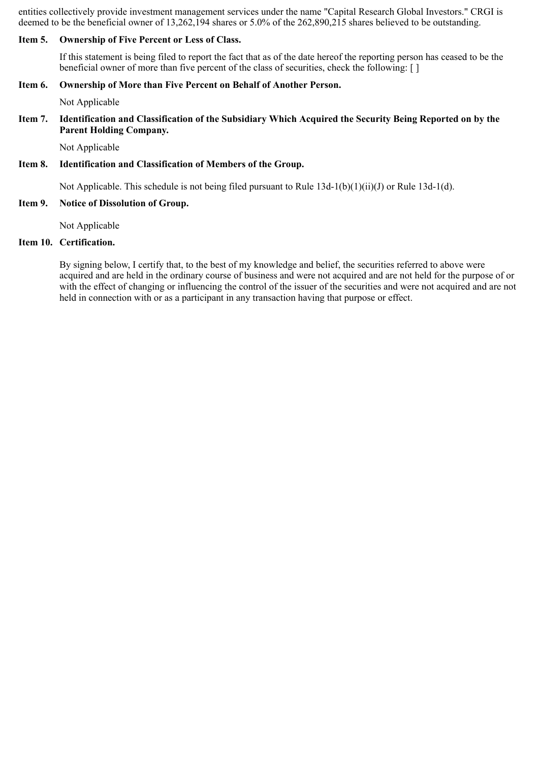entities collectively provide investment management services under the name "Capital Research Global Investors." CRGI is deemed to be the beneficial owner of 13,262,194 shares or 5.0% of the 262,890,215 shares believed to be outstanding.

**Item 5. Ownership of Five Percent or Less of Class.**

If this statement is being filed to report the fact that as of the date hereof the reporting person has ceased to be the beneficial owner of more than five percent of the class of securities, check the following: [ ]

**Item 6. Ownership of More than Five Percent on Behalf of Another Person.**

Not Applicable

**Item 7. Identification and Classification of the Subsidiary Which Acquired the Security Being Reported on by the Parent Holding Company.**

Not Applicable

**Item 8. Identification and Classification of Members of the Group.**

Not Applicable. This schedule is not being filed pursuant to Rule 13d-1(b)(1)(ii)(J) or Rule 13d-1(d).

**Item 9. Notice of Dissolution of Group.**

Not Applicable

**Item 10. Certification.**

By signing below, I certify that, to the best of my knowledge and belief, the securities referred to above were acquired and are held in the ordinary course of business and were not acquired and are not held for the purpose of or with the effect of changing or influencing the control of the issuer of the securities and were not acquired and are not held in connection with or as a participant in any transaction having that purpose or effect.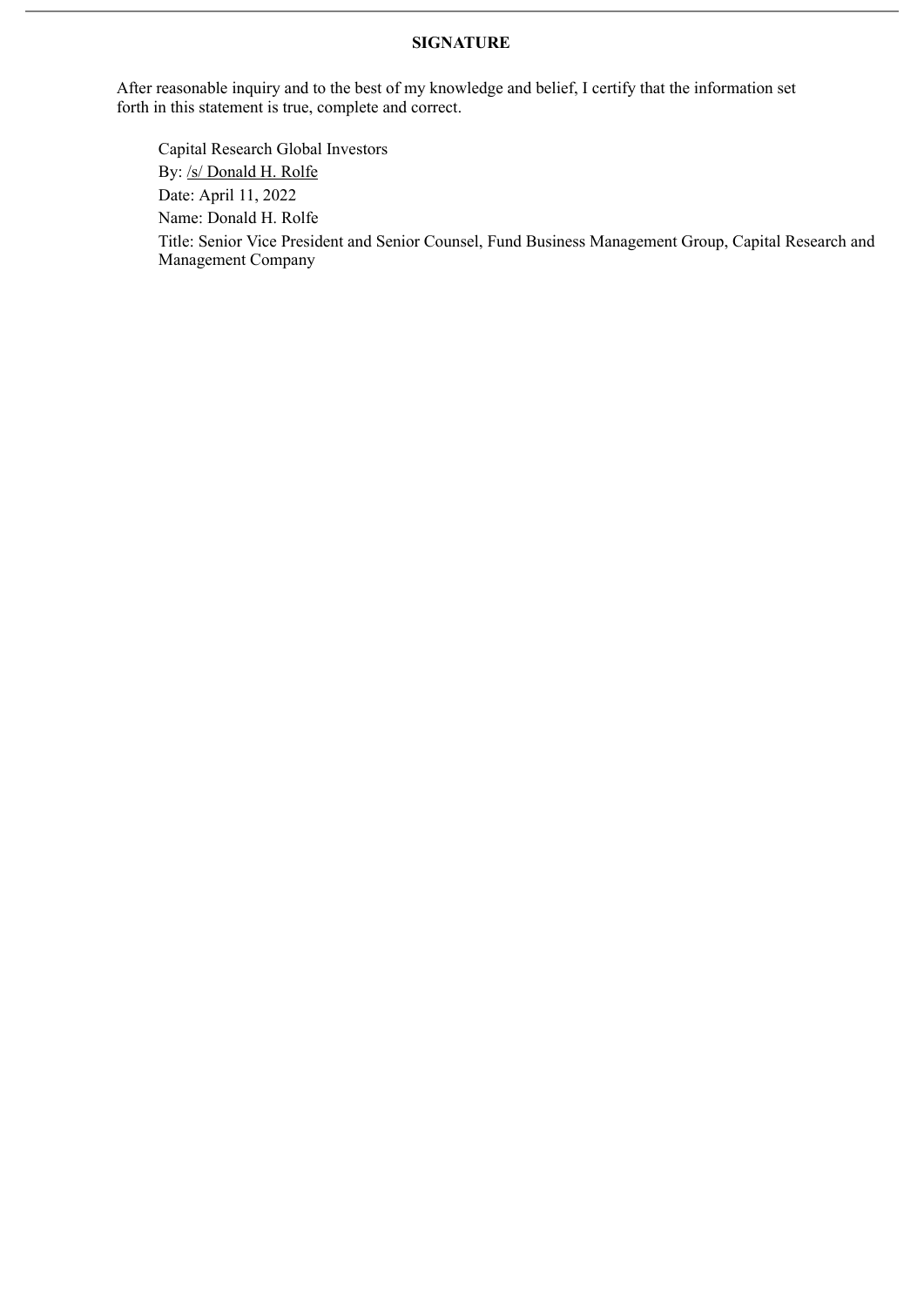**SIGNATURE**

After reasonable inquiry and to the best of my knowledge and belief, I certify that the information set forth in this statement is true, complete and correct.

Capital Research Global Investors

By: /s/ Donald H. Rolfe

Date: April 11, 2022

Name: Donald H. Rolfe

Title: Senior Vice President and Senior Counsel, Fund Business Management Group, Capital Research and Management Company